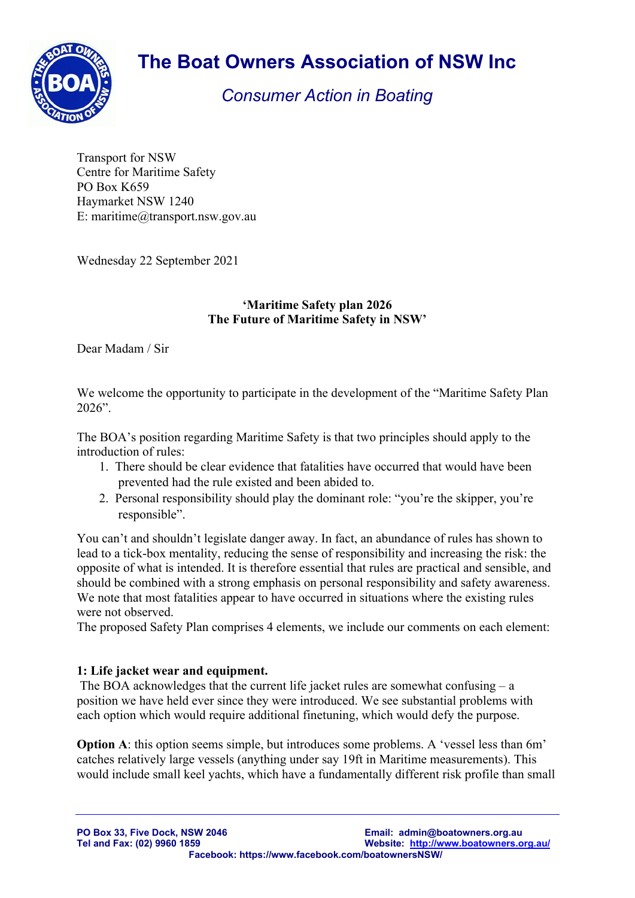# The Boat Owners Association of NSW Inc

*Consumer Action in Boating*

Transport for NSW
Centre for Maritime Safety
PO Box K659
Haymarket NSW 1240
E: maritime@transport.nsw.gov.au

Wednesday 22 September 2021

**'Maritime Safety plan 2026**
**The Future of Maritime Safety in NSW'**

Dear Madam / Sir

We welcome the opportunity to participate in the development of the "Maritime Safety Plan 2026".

The BOA's position regarding Maritime Safety is that two principles should apply to the introduction of rules:

1. There should be clear evidence that fatalities have occurred that would have been prevented had the rule existed and been abided to.
2. Personal responsibility should play the dominant role: "you're the skipper, you're responsible".

You can't and shouldn't legislate danger away. In fact, an abundance of rules has shown to lead to a tick-box mentality, reducing the sense of responsibility and increasing the risk: the opposite of what is intended. It is therefore essential that rules are practical and sensible, and should be combined with a strong emphasis on personal responsibility and safety awareness. We note that most fatalities appear to have occurred in situations where the existing rules were not observed.
The proposed Safety Plan comprises 4 elements, we include our comments on each element:

**1: Life jacket wear and equipment.**
The BOA acknowledges that the current life jacket rules are somewhat confusing – a position we have held ever since they were introduced. We see substantial problems with each option which would require additional finetuning, which would defy the purpose.

**Option A**: this option seems simple, but introduces some problems. A 'vessel less than 6m' catches relatively large vessels (anything under say 19ft in Maritime measurements). This would include small keel yachts, which have a fundamentally different risk profile than small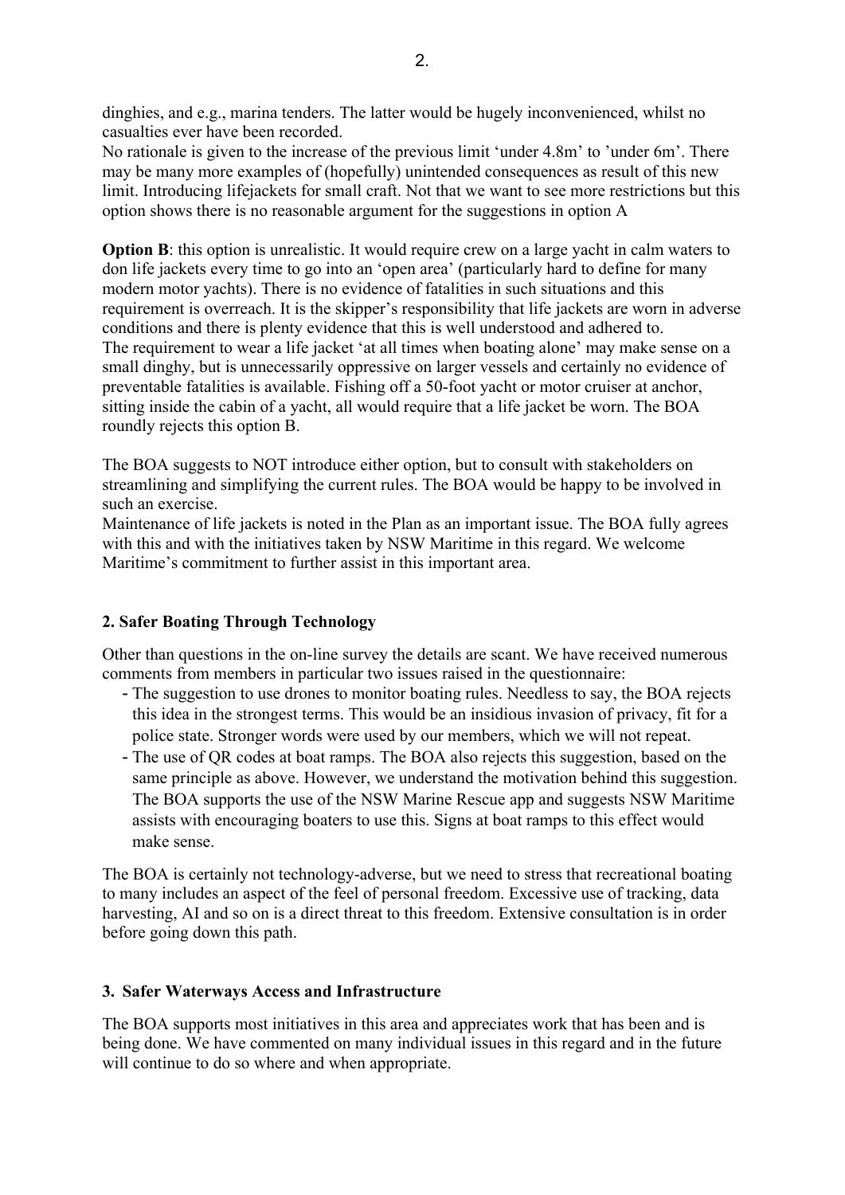dinghies, and e.g., marina tenders. The latter would be hugely inconvenienced, whilst no casualties ever have been recorded.
No rationale is given to the increase of the previous limit 'under 4.8m' to 'under 6m'. There may be many more examples of (hopefully) unintended consequences as result of this new limit. Introducing lifejackets for small craft. Not that we want to see more restrictions but this option shows there is no reasonable argument for the suggestions in option A

**Option B**: this option is unrealistic. It would require crew on a large yacht in calm waters to don life jackets every time to go into an 'open area' (particularly hard to define for many modern motor yachts). There is no evidence of fatalities in such situations and this requirement is overreach. It is the skipper's responsibility that life jackets are worn in adverse conditions and there is plenty evidence that this is well understood and adhered to.
The requirement to wear a life jacket 'at all times when boating alone' may make sense on a small dinghy, but is unnecessarily oppressive on larger vessels and certainly no evidence of preventable fatalities is available. Fishing off a 50-foot yacht or motor cruiser at anchor, sitting inside the cabin of a yacht, all would require that a life jacket be worn. The BOA roundly rejects this option B.

The BOA suggests to NOT introduce either option, but to consult with stakeholders on streamlining and simplifying the current rules. The BOA would be happy to be involved in such an exercise.
Maintenance of life jackets is noted in the Plan as an important issue. The BOA fully agrees with this and with the initiatives taken by NSW Maritime in this regard. We welcome Maritime's commitment to further assist in this important area.

## 2. Safer Boating Through Technology

Other than questions in the on-line survey the details are scant. We have received numerous comments from members in particular two issues raised in the questionnaire:

- The suggestion to use drones to monitor boating rules. Needless to say, the BOA rejects this idea in the strongest terms. This would be an insidious invasion of privacy, fit for a police state. Stronger words were used by our members, which we will not repeat.
- The use of QR codes at boat ramps. The BOA also rejects this suggestion, based on the same principle as above. However, we understand the motivation behind this suggestion. The BOA supports the use of the NSW Marine Rescue app and suggests NSW Maritime assists with encouraging boaters to use this. Signs at boat ramps to this effect would make sense.

The BOA is certainly not technology-adverse, but we need to stress that recreational boating to many includes an aspect of the feel of personal freedom. Excessive use of tracking, data harvesting, AI and so on is a direct threat to this freedom. Extensive consultation is in order before going down this path.

## 3. Safer Waterways Access and Infrastructure

The BOA supports most initiatives in this area and appreciates work that has been and is being done. We have commented on many individual issues in this regard and in the future will continue to do so where and when appropriate.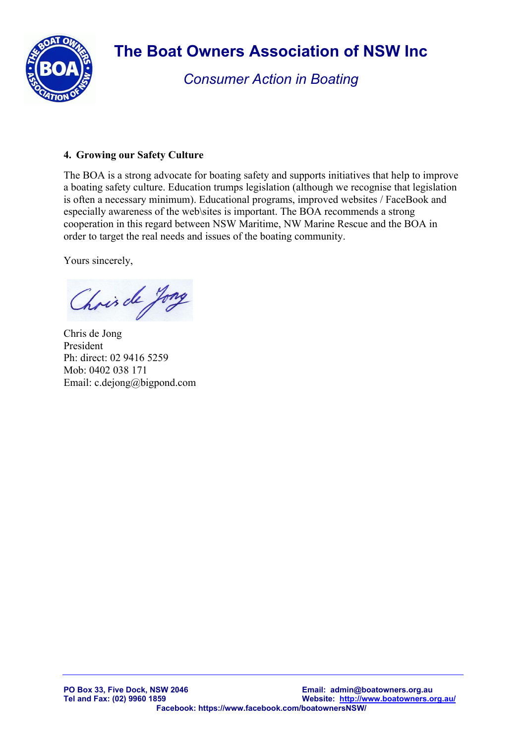# The Boat Owners Association of NSW Inc

*Consumer Action in Boating*

**4. Growing our Safety Culture**

The BOA is a strong advocate for boating safety and supports initiatives that help to improve a boating safety culture. Education trumps legislation (although we recognise that legislation is often a necessary minimum). Educational programs, improved websites / FaceBook and especially awareness of the web\sites is important. The BOA recommends a strong cooperation in this regard between NSW Maritime, NW Marine Rescue and the BOA in order to target the real needs and issues of the boating community.

Yours sincerely,

Chris de Jong
President
Ph: direct: 02 9416 5259
Mob: 0402 038 171
Email: c.dejong@bigpond.com

**PO Box 33, Five Dock, NSW 2046**
**Tel and Fax: (02) 9960 1859**
**Email: admin@boatowners.org.au**
**Website: http://www.boatowners.org.au/**
**Facebook: https://www.facebook.com/boatownersNSW/**